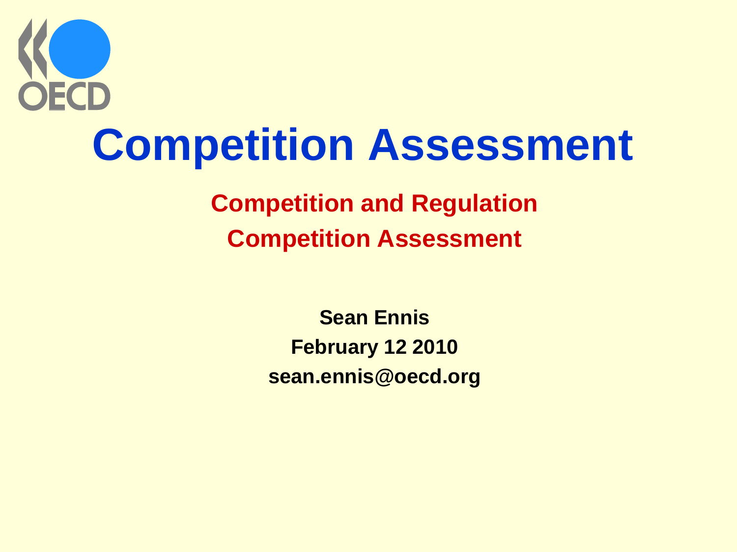OECD

# Competition Assessment

## Competition and Regulation
## Competition Assessment

**Sean Ennis**

**February 12 2010**

**sean.ennis@oecd.org**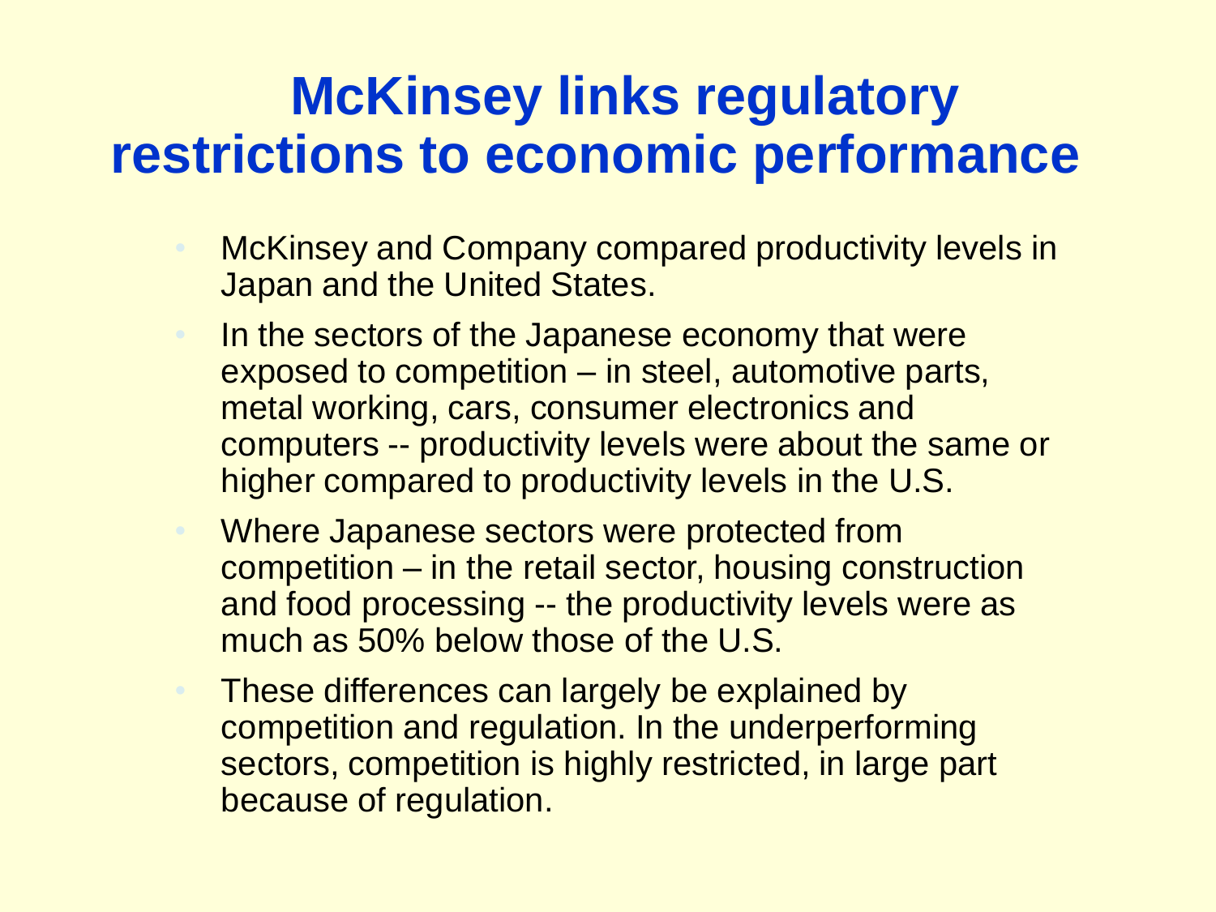# McKinsey links regulatory restrictions to economic performance

- McKinsey and Company compared productivity levels in Japan and the United States.
- In the sectors of the Japanese economy that were exposed to competition – in steel, automotive parts, metal working, cars, consumer electronics and computers -- productivity levels were about the same or higher compared to productivity levels in the U.S.
- Where Japanese sectors were protected from competition – in the retail sector, housing construction and food processing -- the productivity levels were as much as 50% below those of the U.S.
- These differences can largely be explained by competition and regulation. In the underperforming sectors, competition is highly restricted, in large part because of regulation.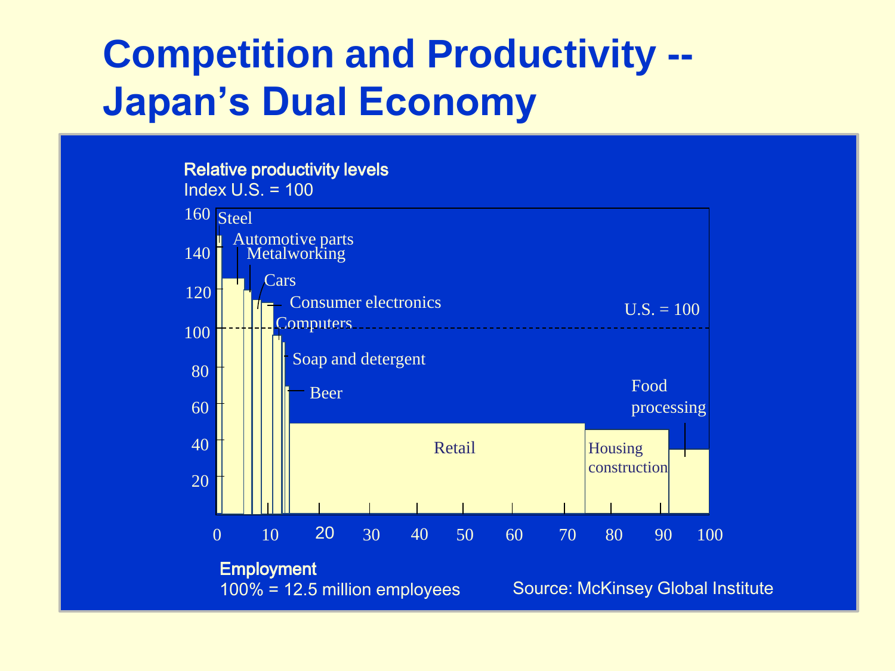# Competition and Productivity -- Japan's Dual Economy

**Relative productivity levels**

Index U.S. = 100

160

140

120

100

80

60

40

20

Steel

Automotive parts

Metalworking

Cars

Consumer electronics

Computers

Soap and detergent

Beer

Retail

Housing construction

Food processing

U.S. = 100

0 10 20 30 40 50 60 70 80 90 100

**Employment**

100% = 12.5 million employees

Source: McKinsey Global Institute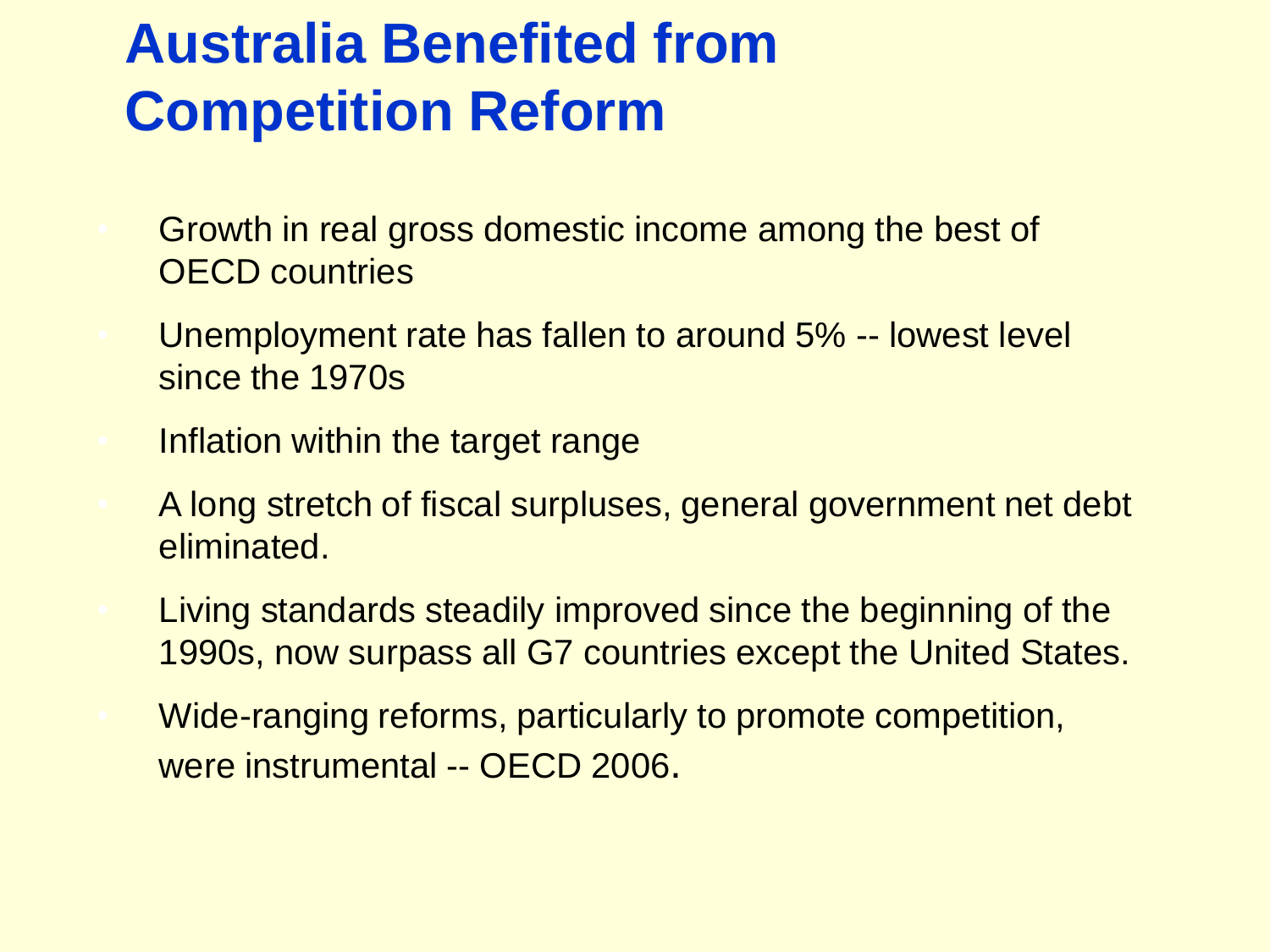# Australia Benefited from Competition Reform

- Growth in real gross domestic income among the best of OECD countries
- Unemployment rate has fallen to around 5% -- lowest level since the 1970s
- Inflation within the target range
- A long stretch of fiscal surpluses, general government net debt eliminated.
- Living standards steadily improved since the beginning of the 1990s, now surpass all G7 countries except the United States.
- Wide-ranging reforms, particularly to promote competition, were instrumental -- OECD 2006.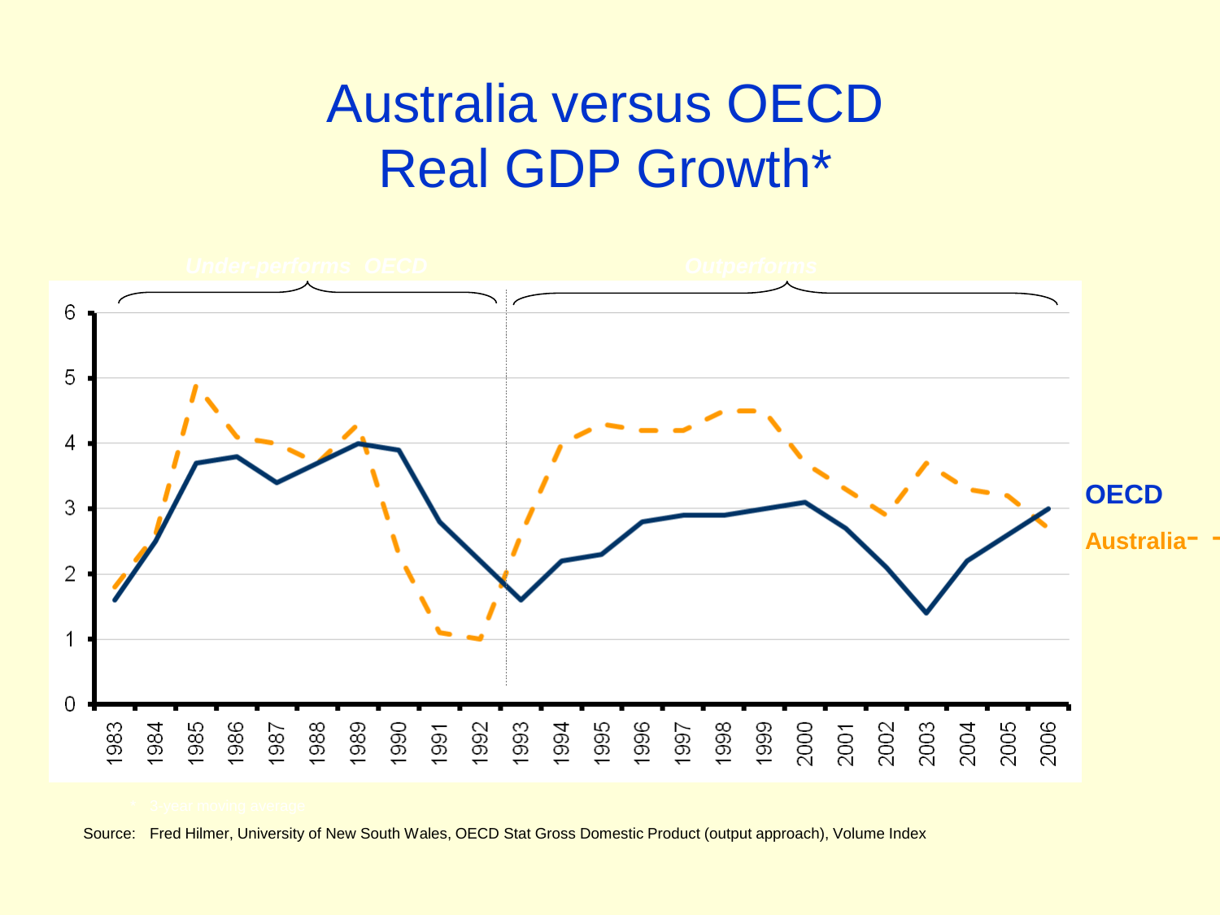# Australia versus OECD Real GDP Growth*

Under-performs OECD | Outperforms

| Year | OECD | Australia |
|---|---|---|
| 1983 | 1.6 | 1.8 |
| 1984 | 2.5 | 2.5 |
| 1985 | 3.7 | 4.9 |
| 1986 | 3.8 | 4.1 |
| 1987 | 3.4 | 4.0 |
| 1988 | 3.7 | 3.7 |
| 1989 | 4.0 | 4.3 |
| 1990 | 3.9 | 2.2 |
| 1991 | 2.8 | 1.1 |
| 1992 | 2.2 | 1.0 |
| 1993 | 1.6 | 2.4 |
| 1994 | 2.2 | 4.0 |
| 1995 | 2.3 | 4.3 |
| 1996 | 2.8 | 4.2 |
| 1997 | 2.9 | 4.2 |
| 1998 | 2.9 | 4.5 |
| 1999 | 3.0 | 4.5 |
| 2000 | 3.1 | 3.7 |
| 2001 | 2.7 | 3.3 |
| 2002 | 2.1 | 2.9 |
| 2003 | 1.4 | 3.7 |
| 2004 | 2.2 | 3.3 |
| 2005 | 2.6 | 3.2 |
| 2006 | 3.0 | 2.7 |

\* 3-year moving average

Source: Fred Hilmer, University of New South Wales, OECD Stat Gross Domestic Product (output approach), Volume Index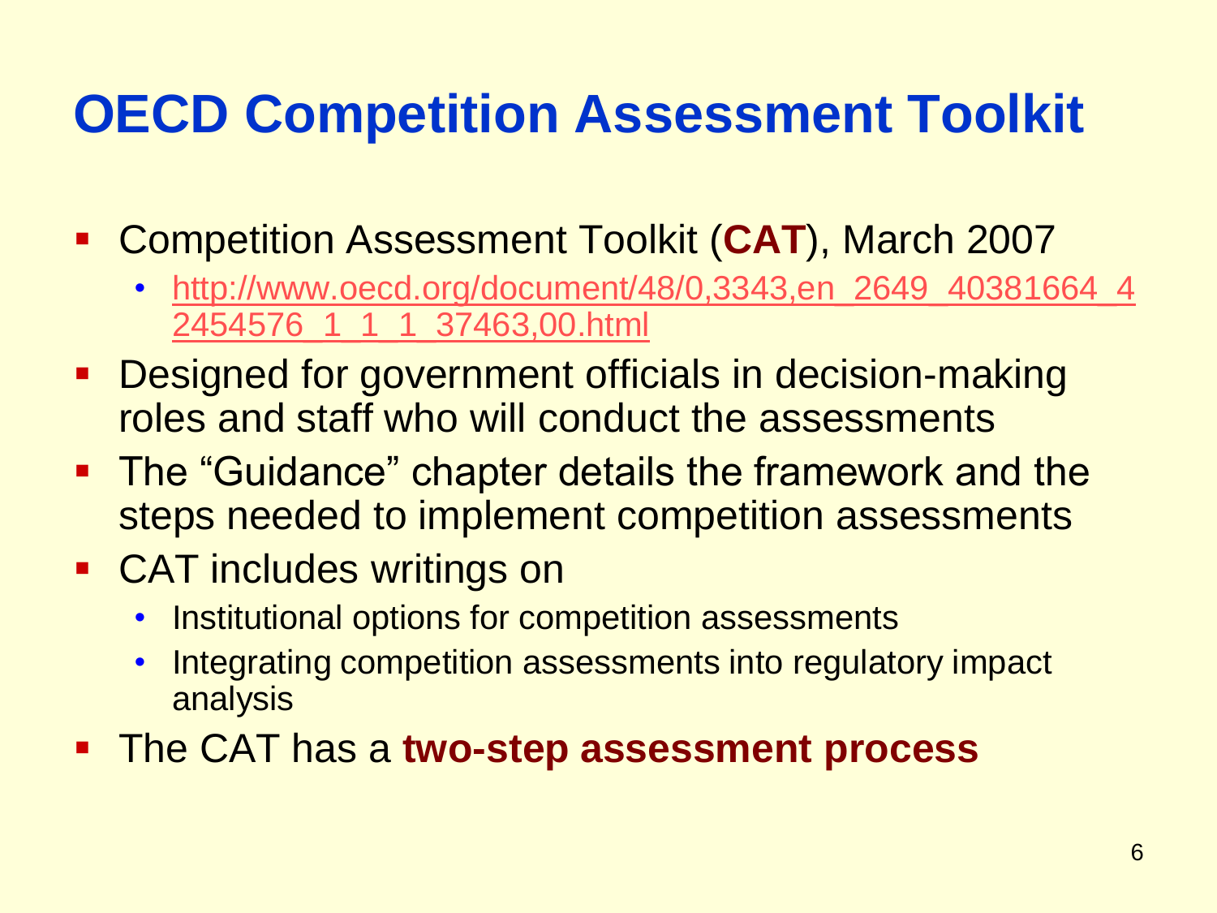# OECD Competition Assessment Toolkit

- Competition Assessment Toolkit (**CAT**), March 2007
  - http://www.oecd.org/document/48/0,3343,en_2649_40381664_42454576_1_1_1_37463,00.html
- Designed for government officials in decision-making roles and staff who will conduct the assessments
- The "Guidance" chapter details the framework and the steps needed to implement competition assessments
- CAT includes writings on
  - Institutional options for competition assessments
  - Integrating competition assessments into regulatory impact analysis
- The CAT has a **two-step assessment process**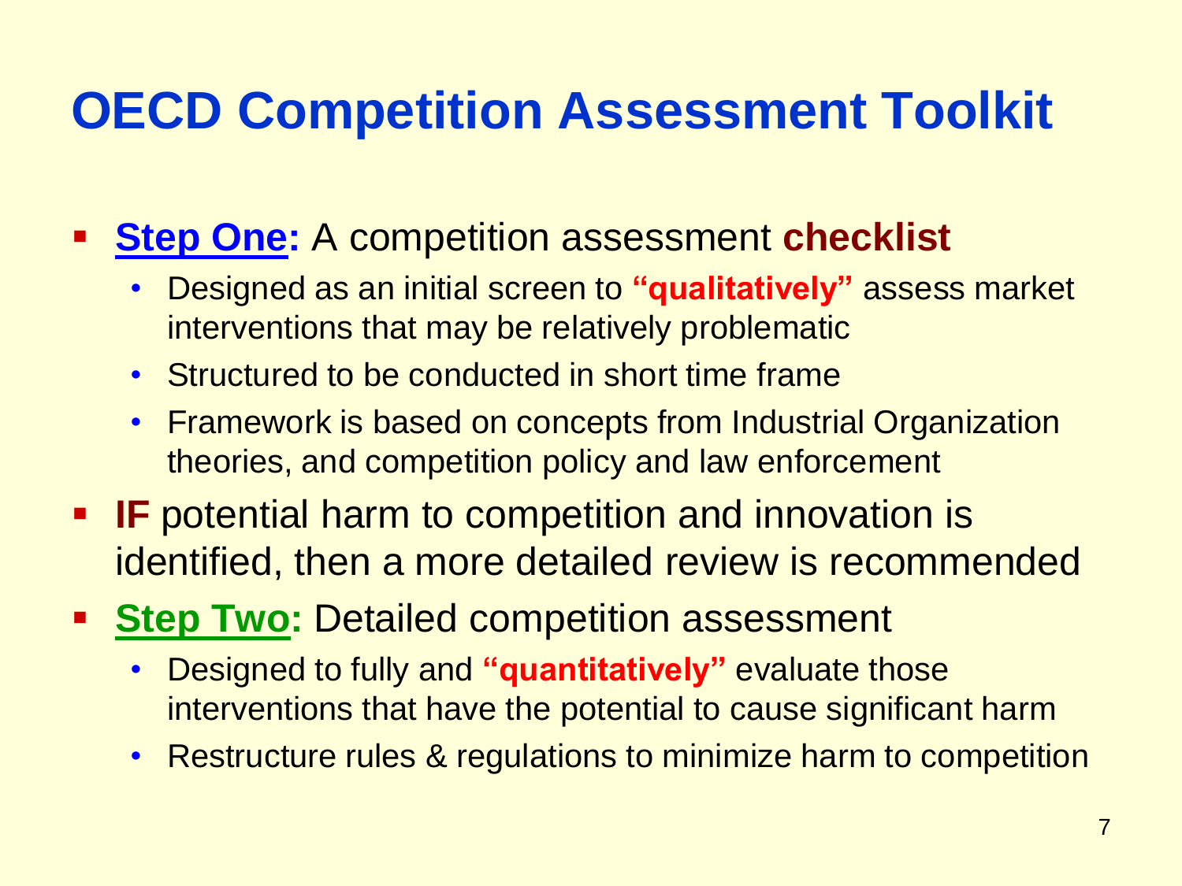# OECD Competition Assessment Toolkit

- **Step One:** A competition assessment **checklist**
  - Designed as an initial screen to **"qualitatively"** assess market interventions that may be relatively problematic
  - Structured to be conducted in short time frame
  - Framework is based on concepts from Industrial Organization theories, and competition policy and law enforcement
- **IF** potential harm to competition and innovation is identified, then a more detailed review is recommended
- **Step Two:** Detailed competition assessment
  - Designed to fully and **"quantitatively"** evaluate those interventions that have the potential to cause significant harm
  - Restructure rules & regulations to minimize harm to competition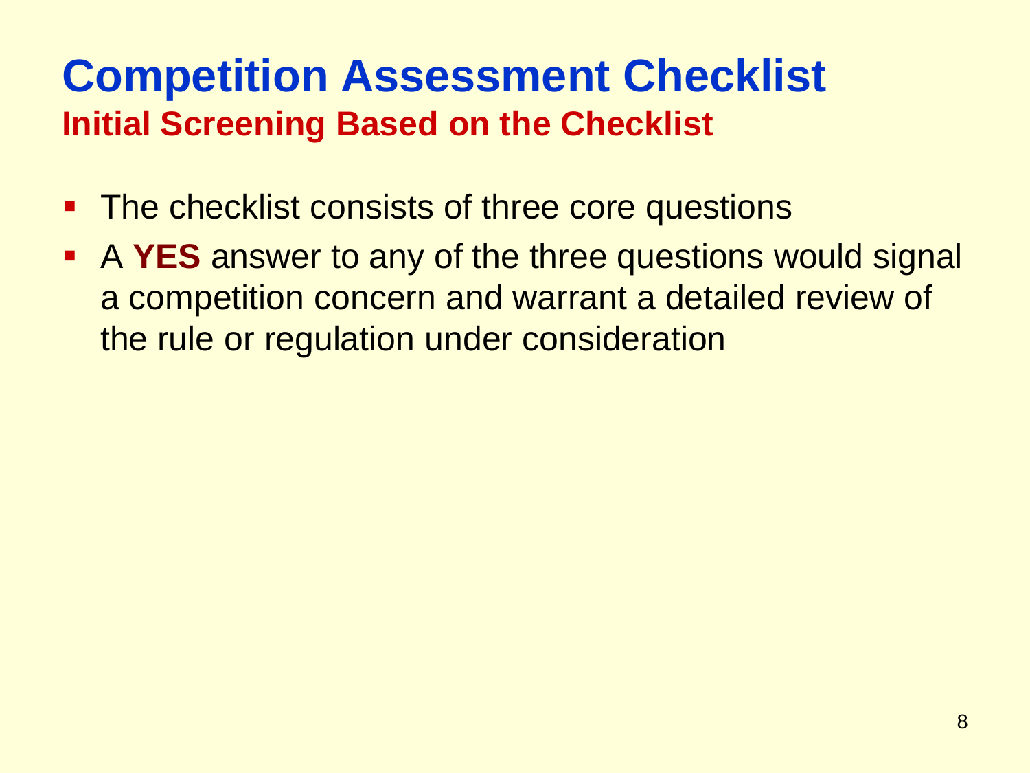# Competition Assessment Checklist

## Initial Screening Based on the Checklist

- The checklist consists of three core questions
- A **YES** answer to any of the three questions would signal a competition concern and warrant a detailed review of the rule or regulation under consideration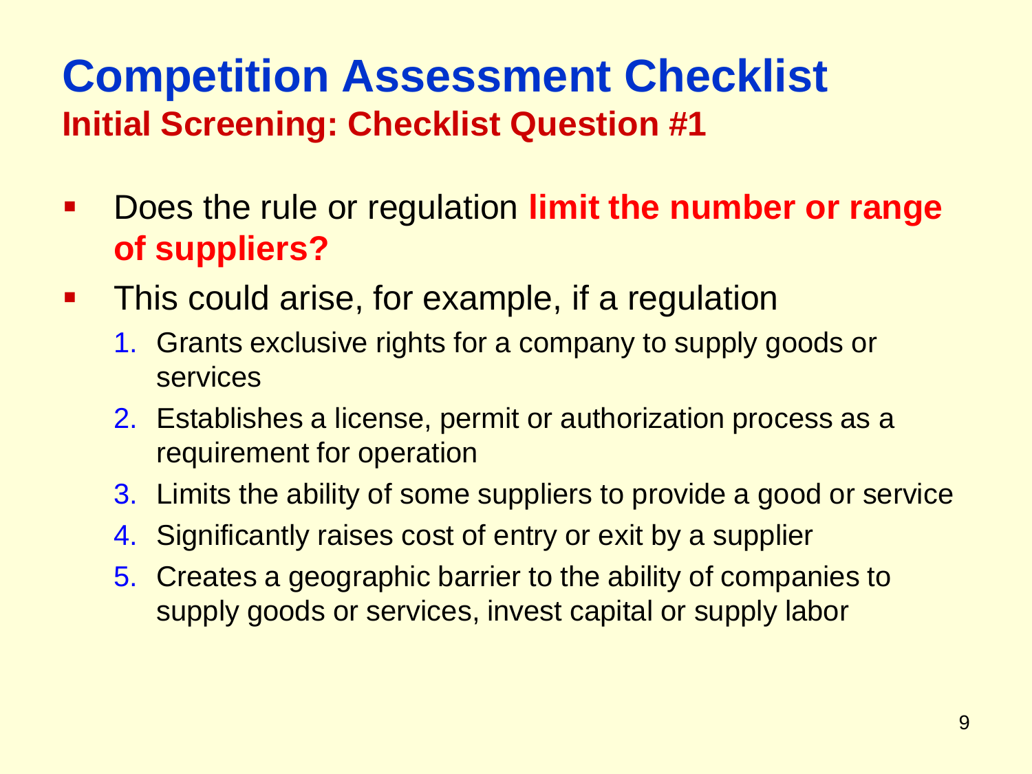# Competition Assessment Checklist

## Initial Screening: Checklist Question #1

- Does the rule or regulation **limit the number or range of suppliers?**
- This could arise, for example, if a regulation
  1. Grants exclusive rights for a company to supply goods or services
  2. Establishes a license, permit or authorization process as a requirement for operation
  3. Limits the ability of some suppliers to provide a good or service
  4. Significantly raises cost of entry or exit by a supplier
  5. Creates a geographic barrier to the ability of companies to supply goods or services, invest capital or supply labor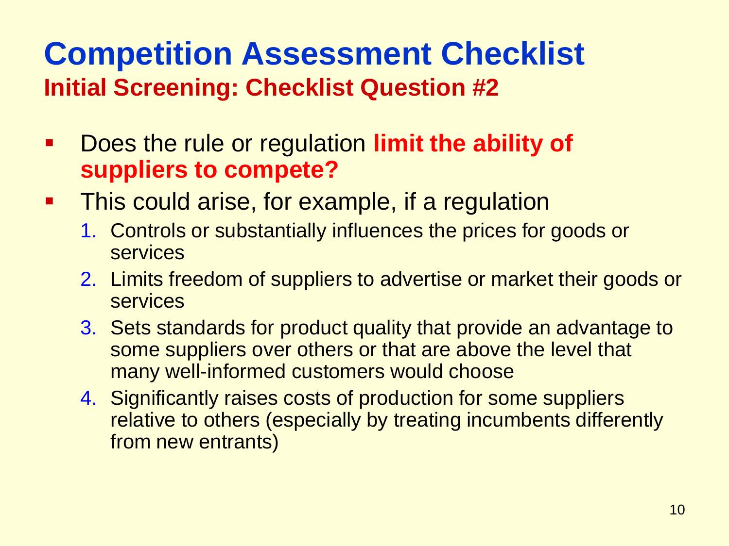# Competition Assessment Checklist

## Initial Screening: Checklist Question #2

- Does the rule or regulation **limit the ability of suppliers to compete?**
- This could arise, for example, if a regulation
  1. Controls or substantially influences the prices for goods or services
  2. Limits freedom of suppliers to advertise or market their goods or services
  3. Sets standards for product quality that provide an advantage to some suppliers over others or that are above the level that many well-informed customers would choose
  4. Significantly raises costs of production for some suppliers relative to others (especially by treating incumbents differently from new entrants)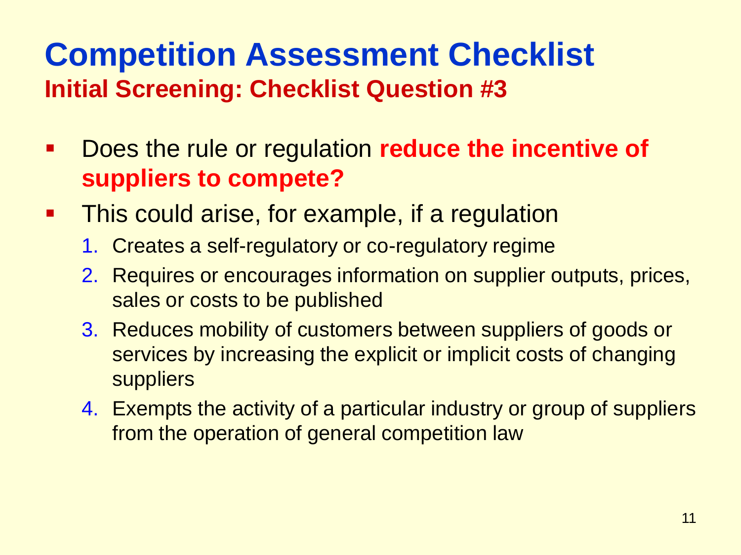# Competition Assessment Checklist

## Initial Screening: Checklist Question #3

- Does the rule or regulation **reduce the incentive of suppliers to compete?**
- This could arise, for example, if a regulation
  1. Creates a self-regulatory or co-regulatory regime
  2. Requires or encourages information on supplier outputs, prices, sales or costs to be published
  3. Reduces mobility of customers between suppliers of goods or services by increasing the explicit or implicit costs of changing suppliers
  4. Exempts the activity of a particular industry or group of suppliers from the operation of general competition law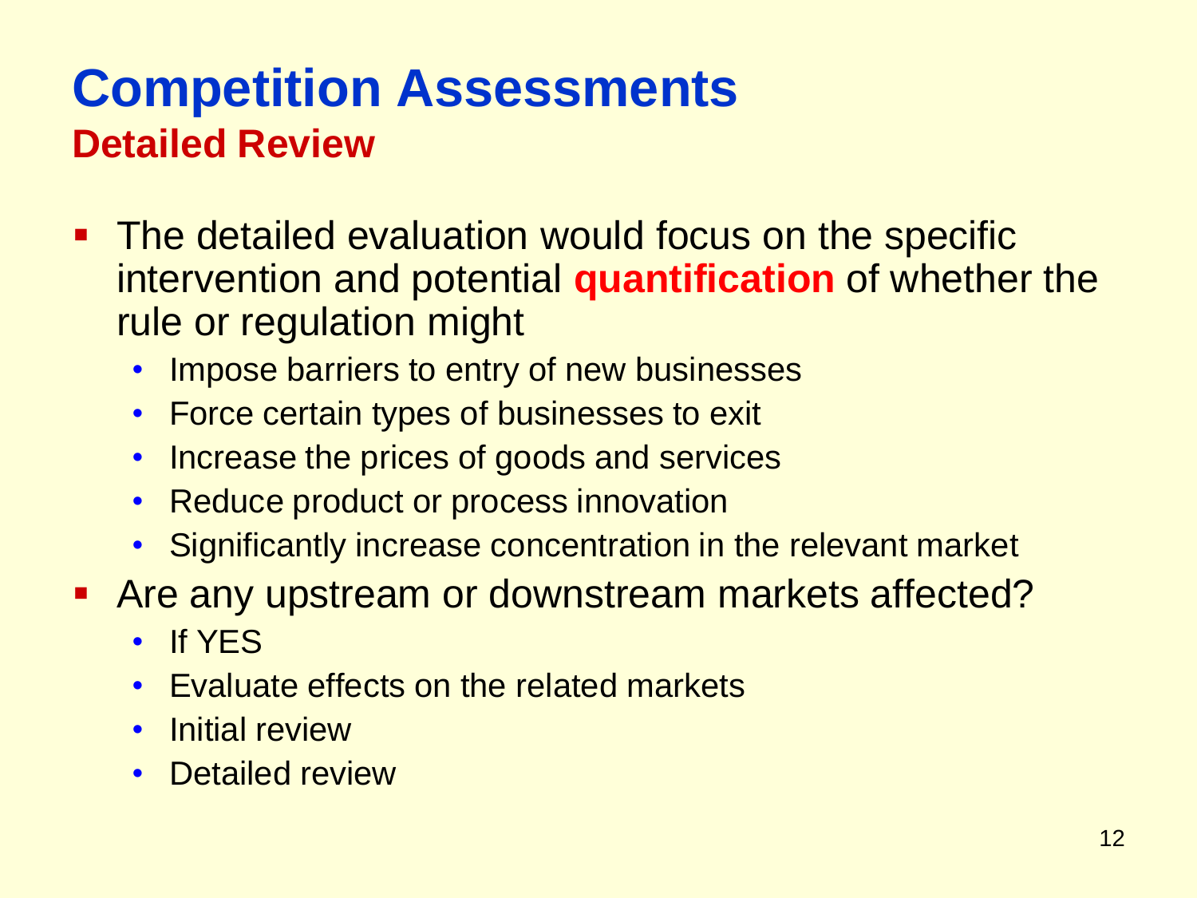# Competition Assessments

## Detailed Review

- The detailed evaluation would focus on the specific intervention and potential **quantification** of whether the rule or regulation might
  - Impose barriers to entry of new businesses
  - Force certain types of businesses to exit
  - Increase the prices of goods and services
  - Reduce product or process innovation
  - Significantly increase concentration in the relevant market
- Are any upstream or downstream markets affected?
  - If YES
  - Evaluate effects on the related markets
  - Initial review
  - Detailed review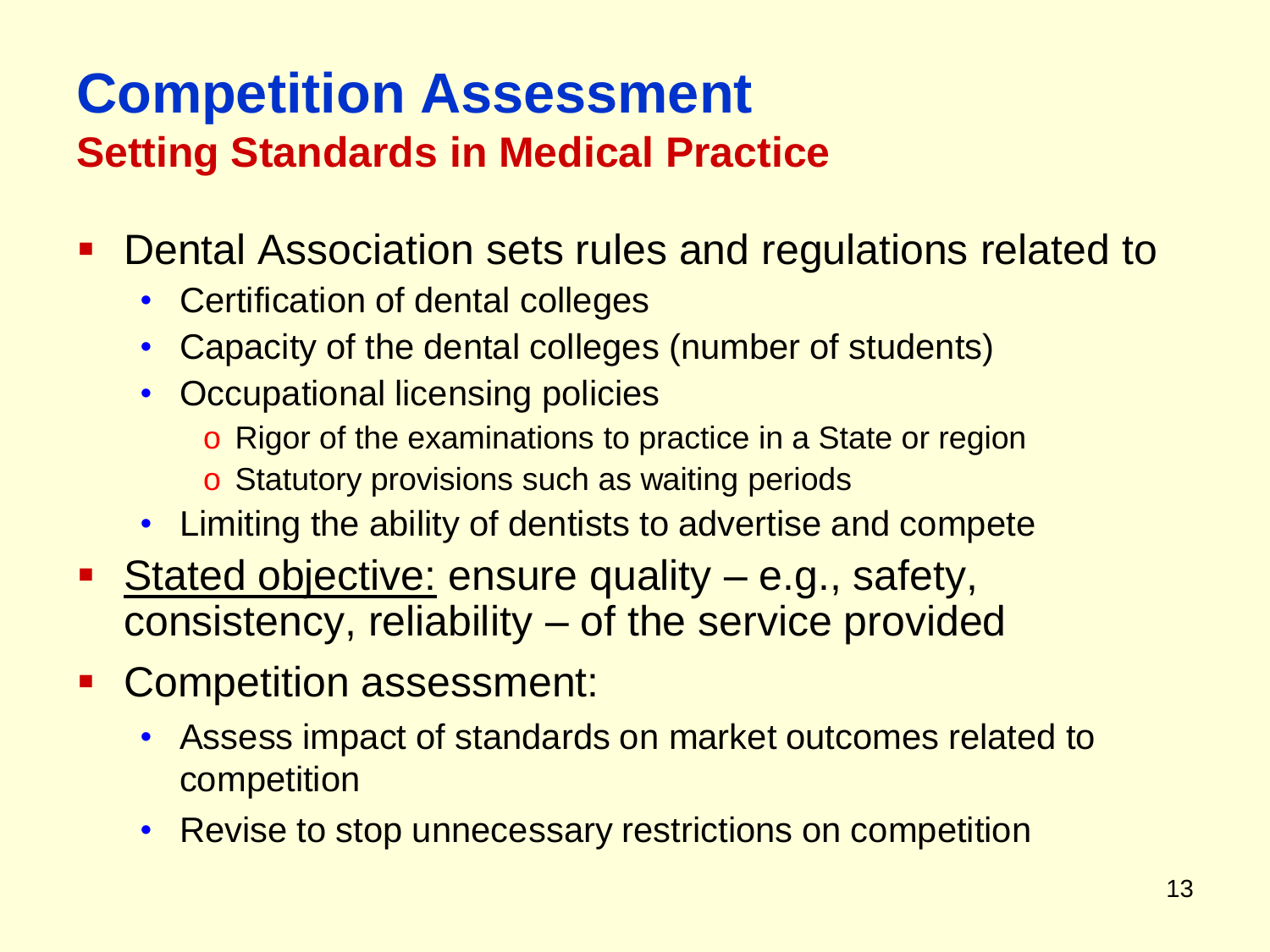# Competition Assessment

## Setting Standards in Medical Practice

- Dental Association sets rules and regulations related to
  - Certification of dental colleges
  - Capacity of the dental colleges (number of students)
  - Occupational licensing policies
    - Rigor of the examinations to practice in a State or region
    - Statutory provisions such as waiting periods
  - Limiting the ability of dentists to advertise and compete
- <u>Stated objective:</u> ensure quality – e.g., safety, consistency, reliability – of the service provided
- Competition assessment:
  - Assess impact of standards on market outcomes related to competition
  - Revise to stop unnecessary restrictions on competition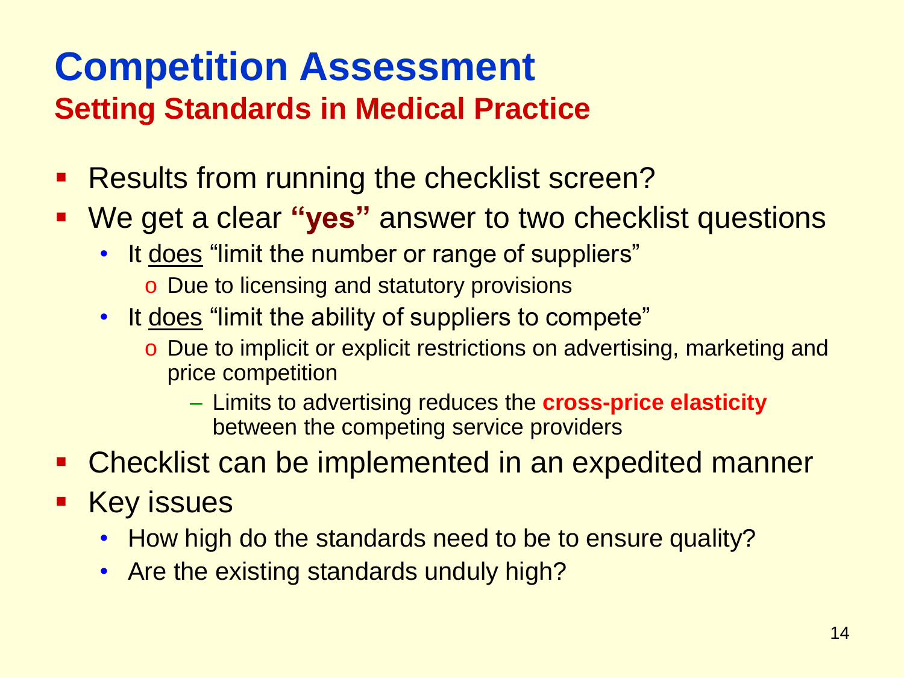# Competition Assessment

## Setting Standards in Medical Practice

- Results from running the checklist screen?
- We get a clear **"yes"** answer to two checklist questions
  - It <u>does</u> "limit the number or range of suppliers"
    - Due to licensing and statutory provisions
  - It <u>does</u> "limit the ability of suppliers to compete"
    - Due to implicit or explicit restrictions on advertising, marketing and price competition
      - Limits to advertising reduces the **cross-price elasticity** between the competing service providers
- Checklist can be implemented in an expedited manner
- Key issues
  - How high do the standards need to be to ensure quality?
  - Are the existing standards unduly high?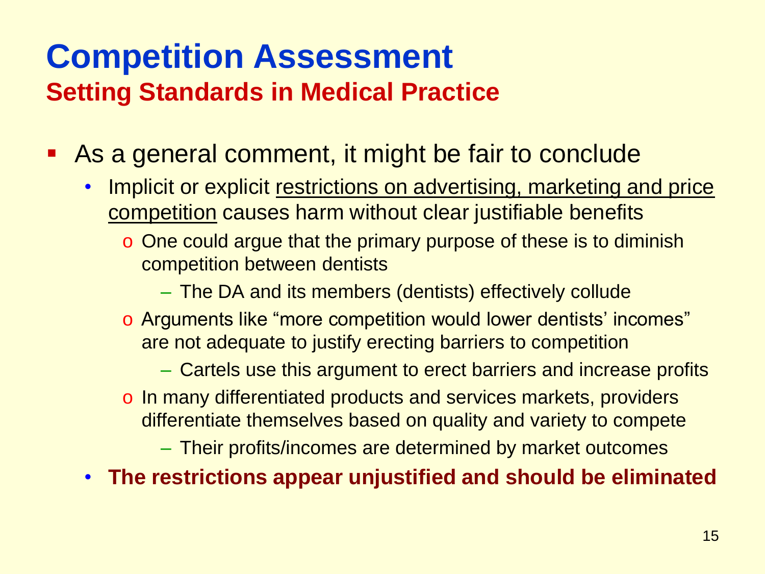# Competition Assessment

## Setting Standards in Medical Practice

- As a general comment, it might be fair to conclude
  - Implicit or explicit <u>restrictions on advertising, marketing and price competition</u> causes harm without clear justifiable benefits
    - One could argue that the primary purpose of these is to diminish competition between dentists
      - The DA and its members (dentists) effectively collude
    - Arguments like "more competition would lower dentists' incomes" are not adequate to justify erecting barriers to competition
      - Cartels use this argument to erect barriers and increase profits
    - In many differentiated products and services markets, providers differentiate themselves based on quality and variety to compete
      - Their profits/incomes are determined by market outcomes
  - **The restrictions appear unjustified and should be eliminated**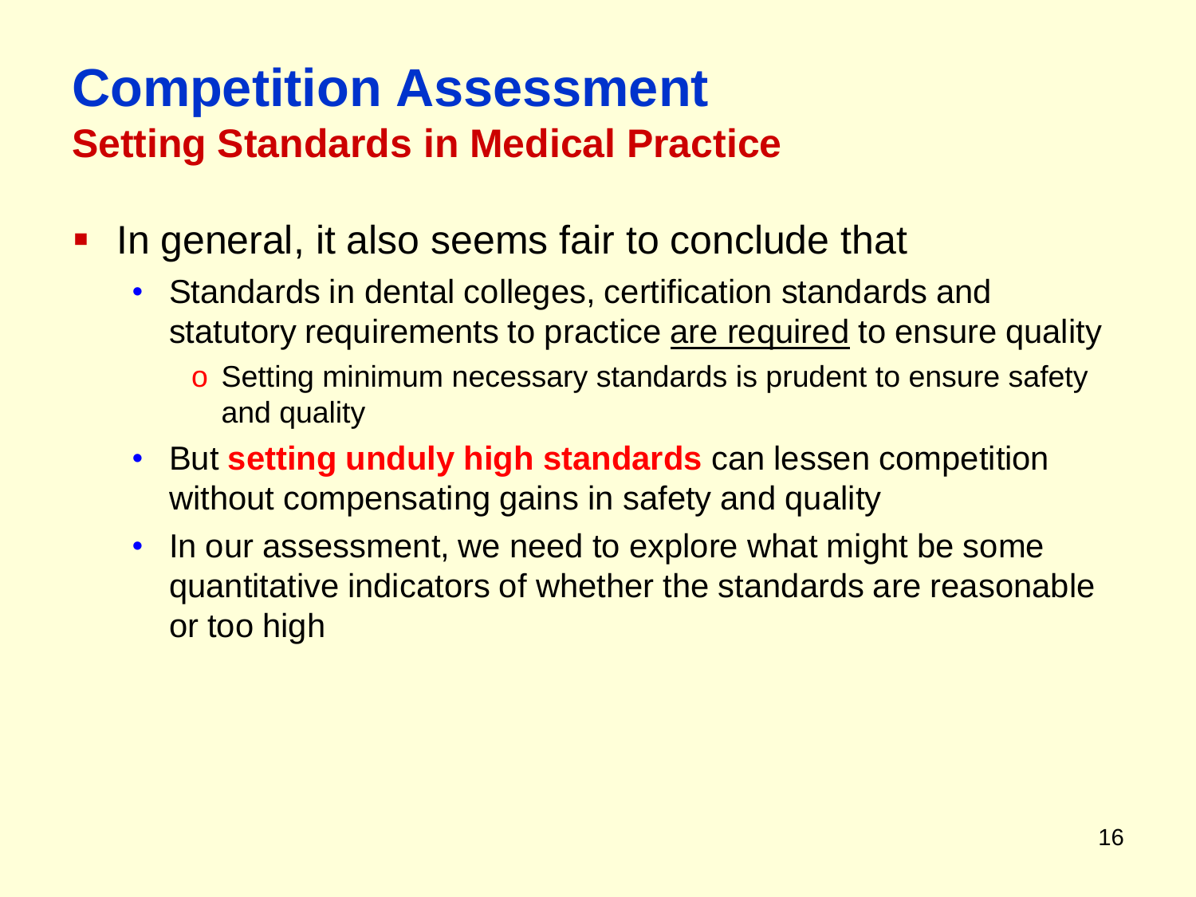# Competition Assessment

## Setting Standards in Medical Practice

- In general, it also seems fair to conclude that
  - Standards in dental colleges, certification standards and statutory requirements to practice <u>are required</u> to ensure quality
    - Setting minimum necessary standards is prudent to ensure safety and quality
  - But **setting unduly high standards** can lessen competition without compensating gains in safety and quality
  - In our assessment, we need to explore what might be some quantitative indicators of whether the standards are reasonable or too high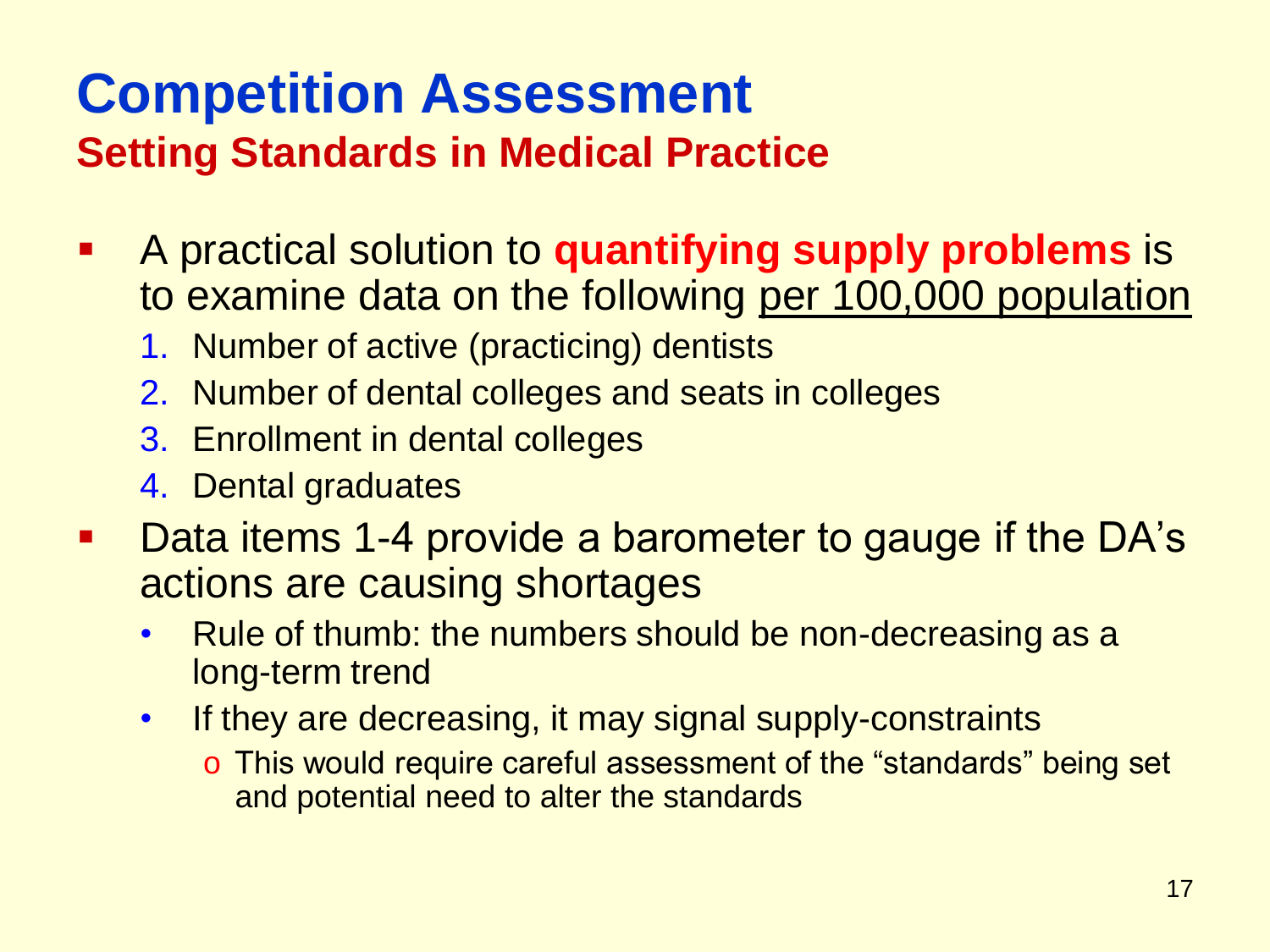# Competition Assessment

## Setting Standards in Medical Practice

- A practical solution to **quantifying supply problems** is to examine data on the following <u>per 100,000 population</u>
  1. Number of active (practicing) dentists
  2. Number of dental colleges and seats in colleges
  3. Enrollment in dental colleges
  4. Dental graduates
- Data items 1-4 provide a barometer to gauge if the DA's actions are causing shortages
  - Rule of thumb: the numbers should be non-decreasing as a long-term trend
  - If they are decreasing, it may signal supply-constraints
    - This would require careful assessment of the "standards" being set and potential need to alter the standards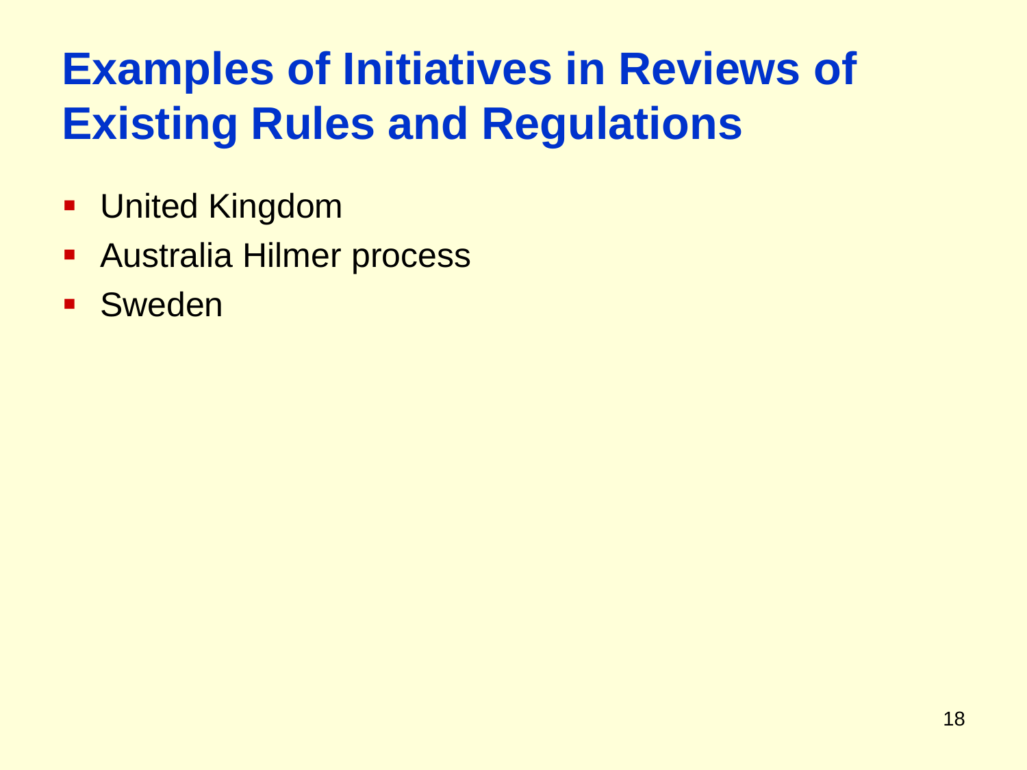# Examples of Initiatives in Reviews of Existing Rules and Regulations

- United Kingdom
- Australia Hilmer process
- Sweden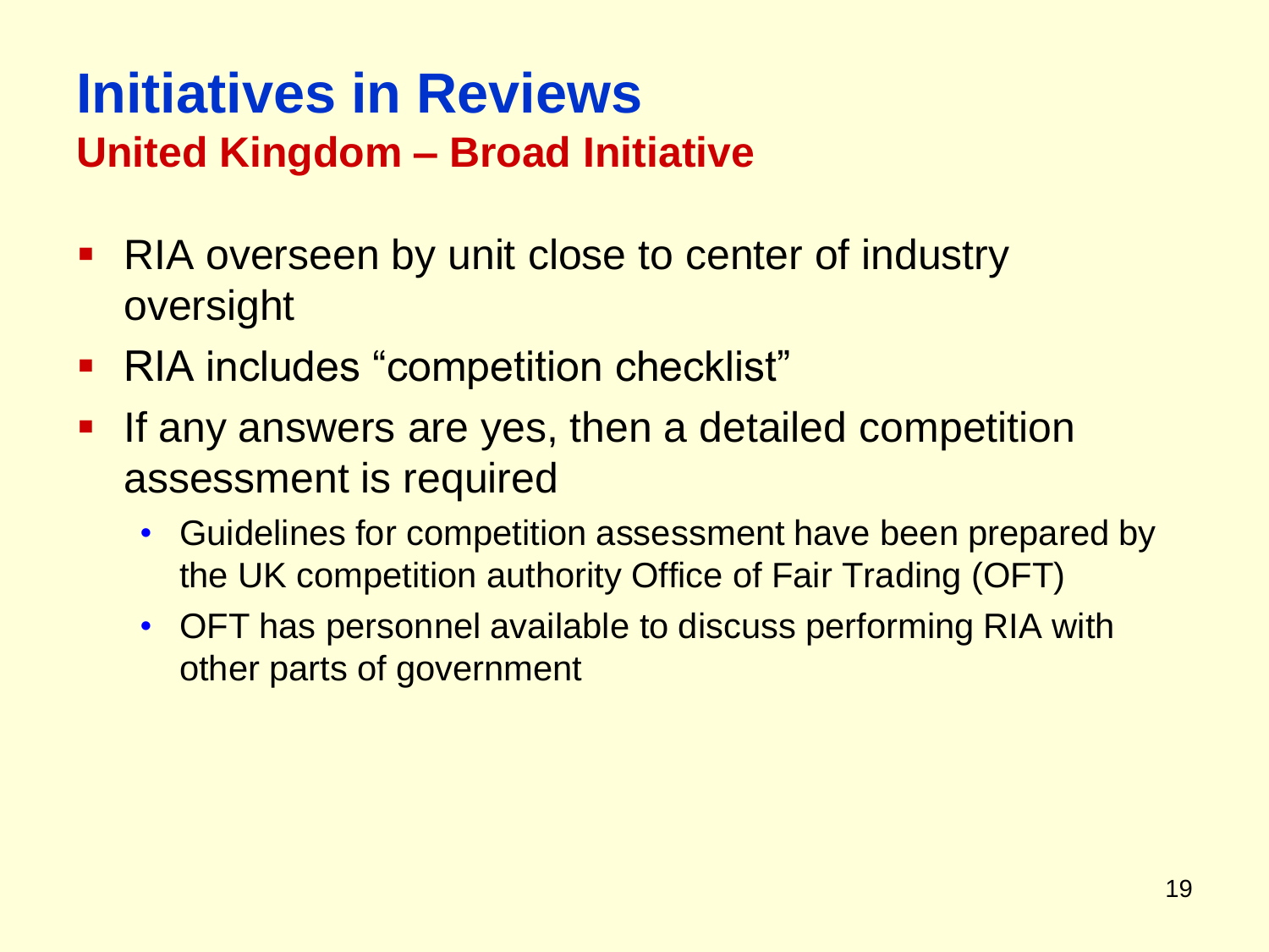# Initiatives in Reviews

## United Kingdom – Broad Initiative

- RIA overseen by unit close to center of industry oversight
- RIA includes "competition checklist"
- If any answers are yes, then a detailed competition assessment is required
  - Guidelines for competition assessment have been prepared by the UK competition authority Office of Fair Trading (OFT)
  - OFT has personnel available to discuss performing RIA with other parts of government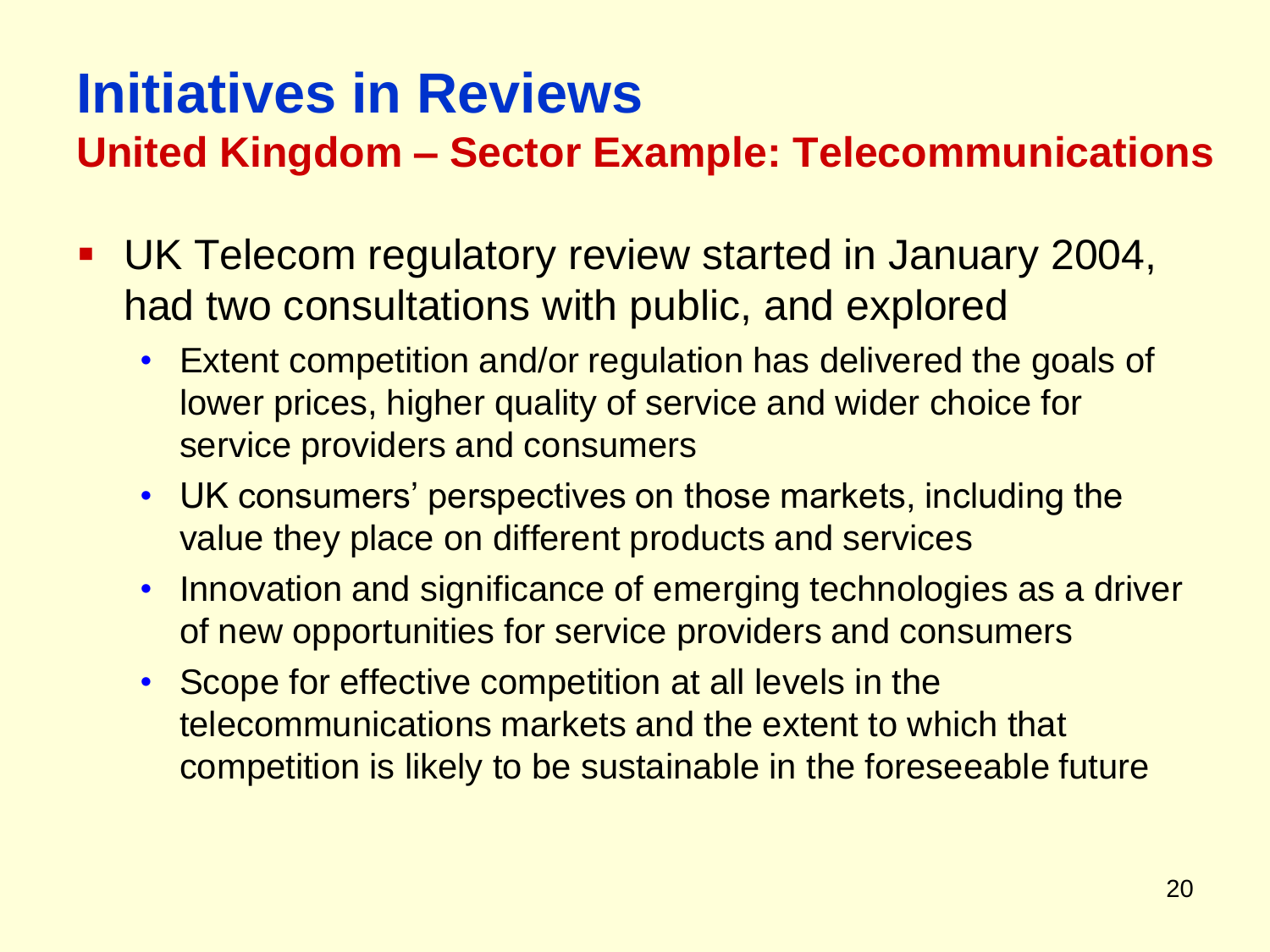# Initiatives in Reviews

## United Kingdom – Sector Example: Telecommunications

- UK Telecom regulatory review started in January 2004, had two consultations with public, and explored
  - Extent competition and/or regulation has delivered the goals of lower prices, higher quality of service and wider choice for service providers and consumers
  - UK consumers' perspectives on those markets, including the value they place on different products and services
  - Innovation and significance of emerging technologies as a driver of new opportunities for service providers and consumers
  - Scope for effective competition at all levels in the telecommunications markets and the extent to which that competition is likely to be sustainable in the foreseeable future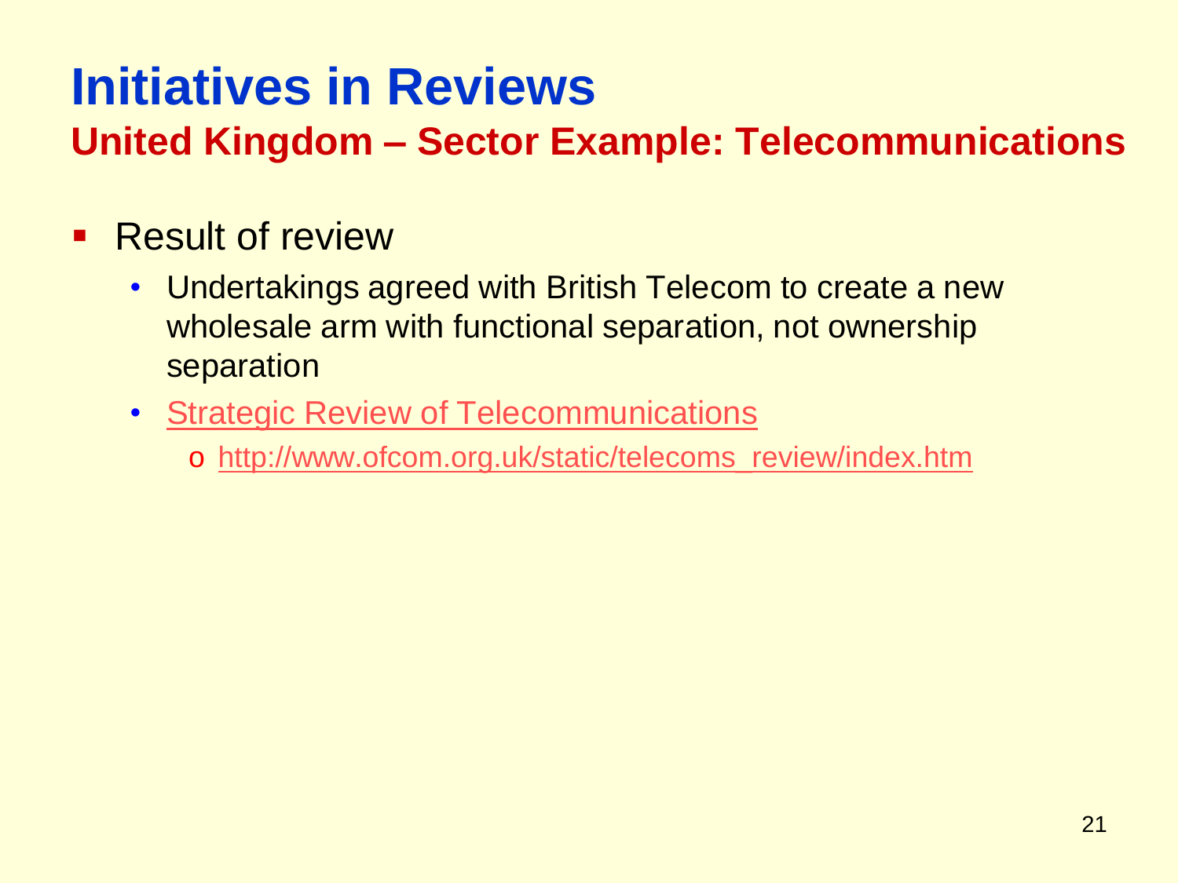# Initiatives in Reviews

## United Kingdom – Sector Example: Telecommunications

- Result of review
  - Undertakings agreed with British Telecom to create a new wholesale arm with functional separation, not ownership separation
  - Strategic Review of Telecommunications
    - http://www.ofcom.org.uk/static/telecoms_review/index.htm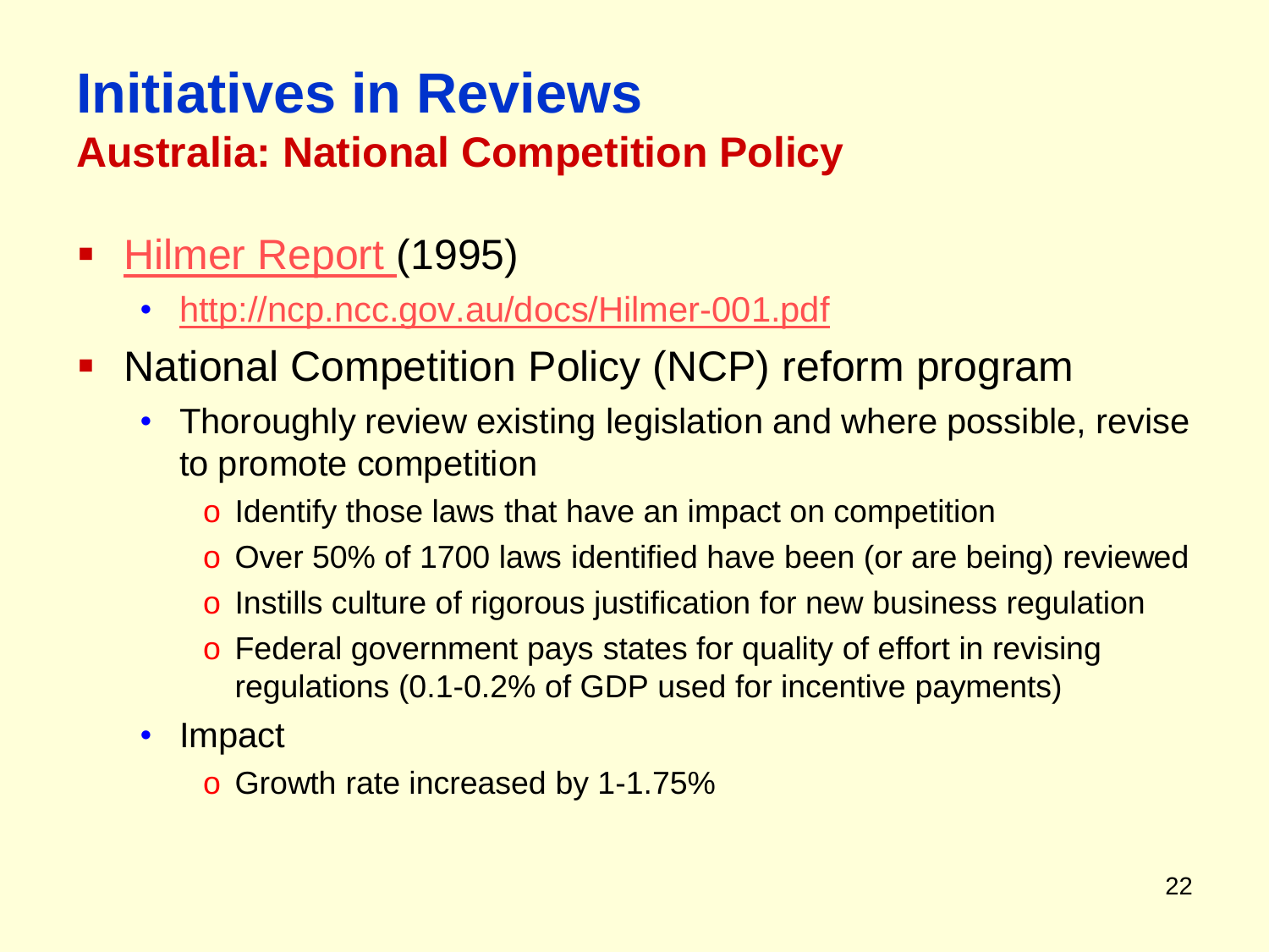# Initiatives in Reviews

## Australia: National Competition Policy

- Hilmer Report (1995)
  - http://ncp.ncc.gov.au/docs/Hilmer-001.pdf
- National Competition Policy (NCP) reform program
  - Thoroughly review existing legislation and where possible, revise to promote competition
    - Identify those laws that have an impact on competition
    - Over 50% of 1700 laws identified have been (or are being) reviewed
    - Instills culture of rigorous justification for new business regulation
    - Federal government pays states for quality of effort in revising regulations (0.1-0.2% of GDP used for incentive payments)
  - Impact
    - Growth rate increased by 1-1.75%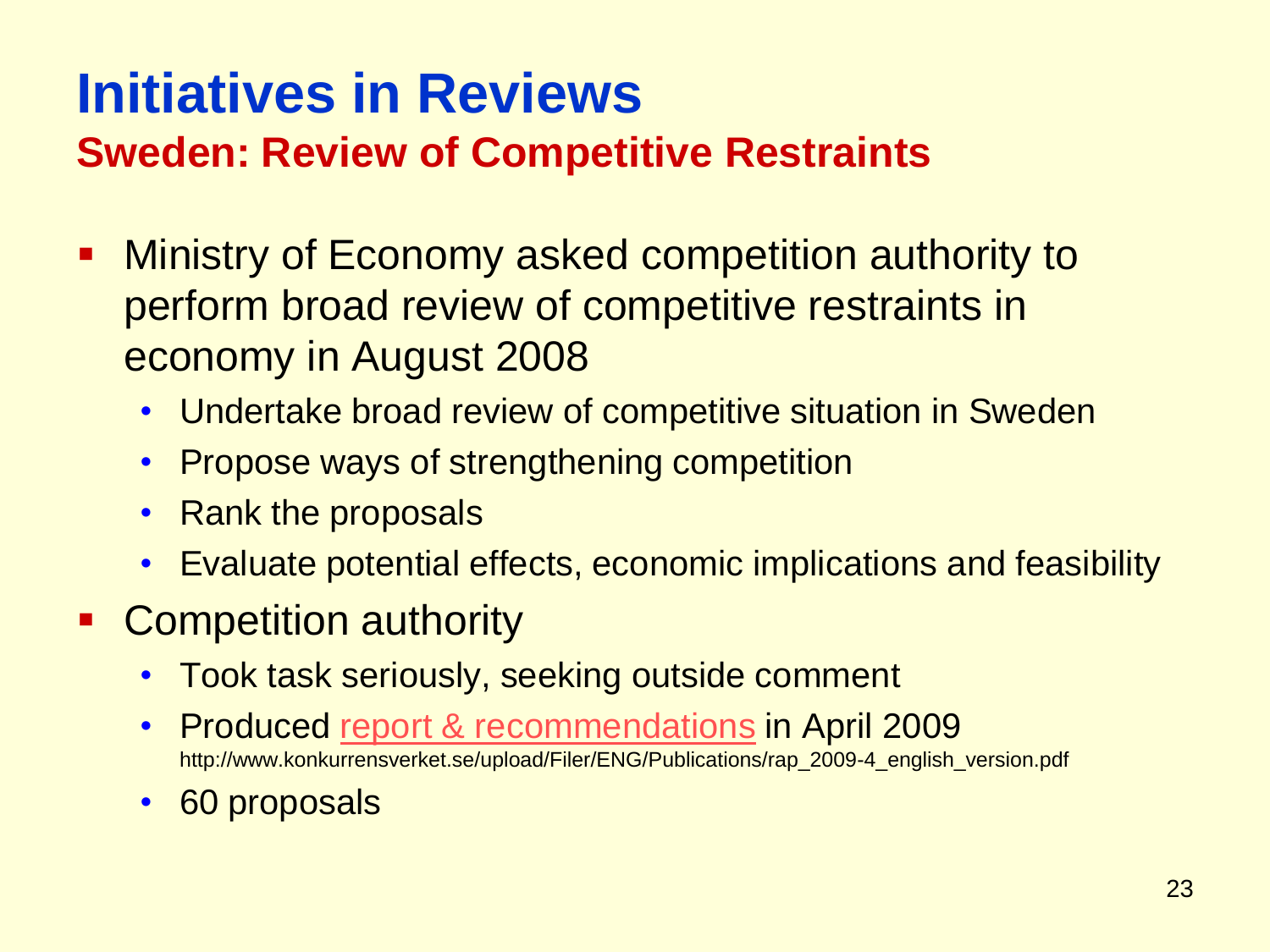# Initiatives in Reviews

## Sweden: Review of Competitive Restraints

- Ministry of Economy asked competition authority to perform broad review of competitive restraints in economy in August 2008
  - Undertake broad review of competitive situation in Sweden
  - Propose ways of strengthening competition
  - Rank the proposals
  - Evaluate potential effects, economic implications and feasibility
- Competition authority
  - Took task seriously, seeking outside comment
  - Produced report & recommendations in April 2009
    http://www.konkurrensverket.se/upload/Filer/ENG/Publications/rap_2009-4_english_version.pdf
  - 60 proposals